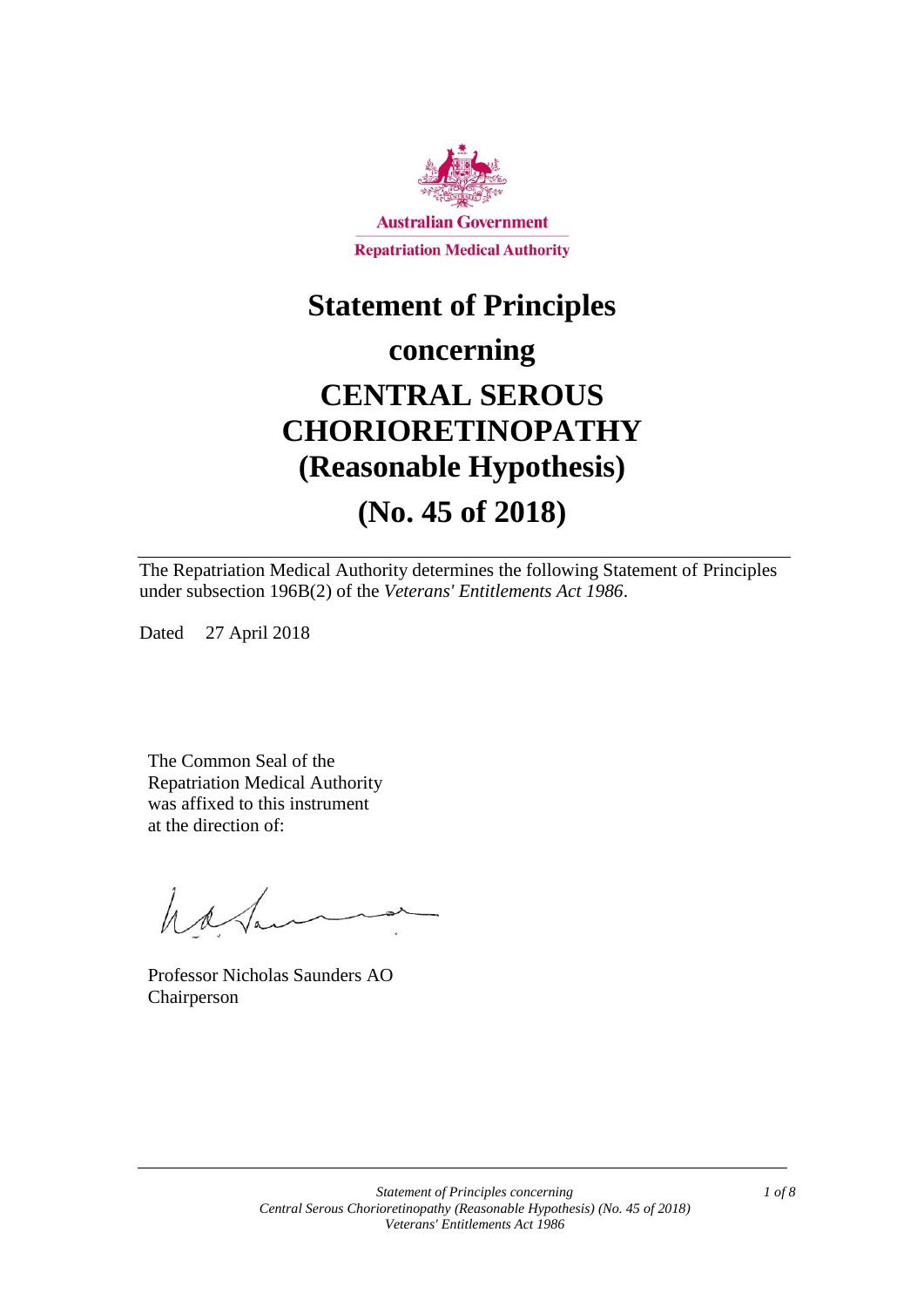Australian Government

Repatriation Medical Authority

# Statement of Principles

# concerning

# CENTRAL SEROUS CHORIORETINOPATHY (Reasonable Hypothesis)

# (No. 45 of 2018)

The Repatriation Medical Authority determines the following Statement of Principles under subsection 196B(2) of the *Veterans' Entitlements Act 1986*.

Dated 27 April 2018

The Common Seal of the Repatriation Medical Authority was affixed to this instrument at the direction of:

Professor Nicholas Saunders AO
Chairperson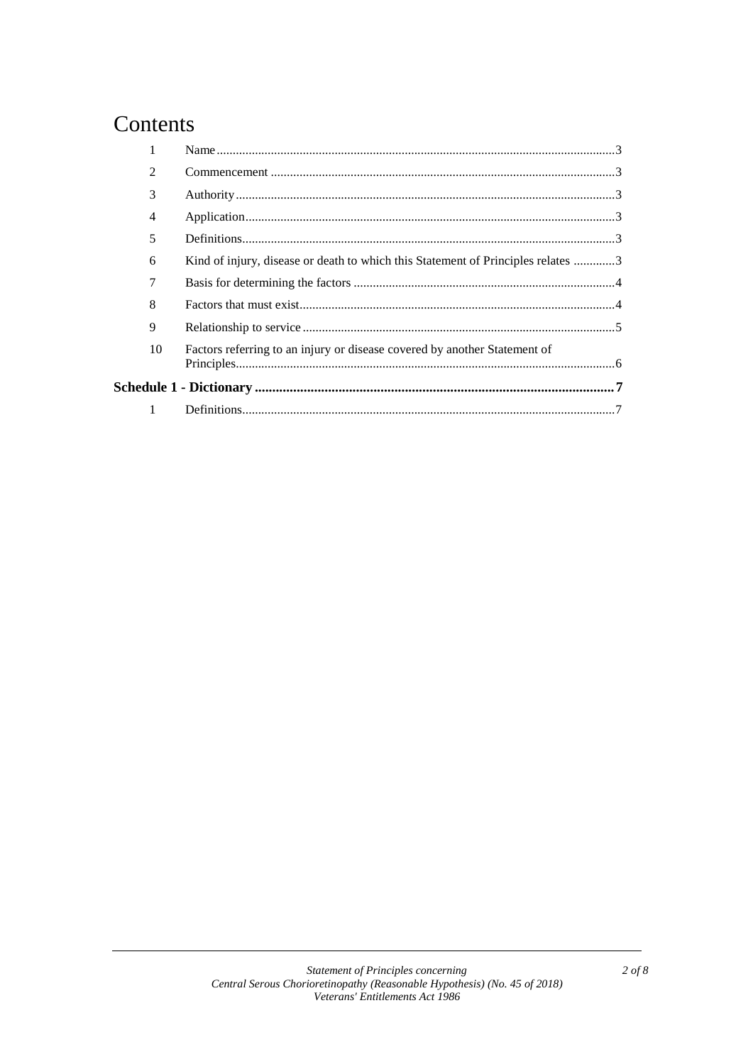# Contents

| | | |
|---|---|---|
| 1 | Name | 3 |
| 2 | Commencement | 3 |
| 3 | Authority | 3 |
| 4 | Application | 3 |
| 5 | Definitions | 3 |
| 6 | Kind of injury, disease or death to which this Statement of Principles relates | 3 |
| 7 | Basis for determining the factors | 4 |
| 8 | Factors that must exist | 4 |
| 9 | Relationship to service | 5 |
| 10 | Factors referring to an injury or disease covered by another Statement of Principles | 6 |
| **Schedule 1 - Dictionary** | | **7** |
| 1 | Definitions | 7 |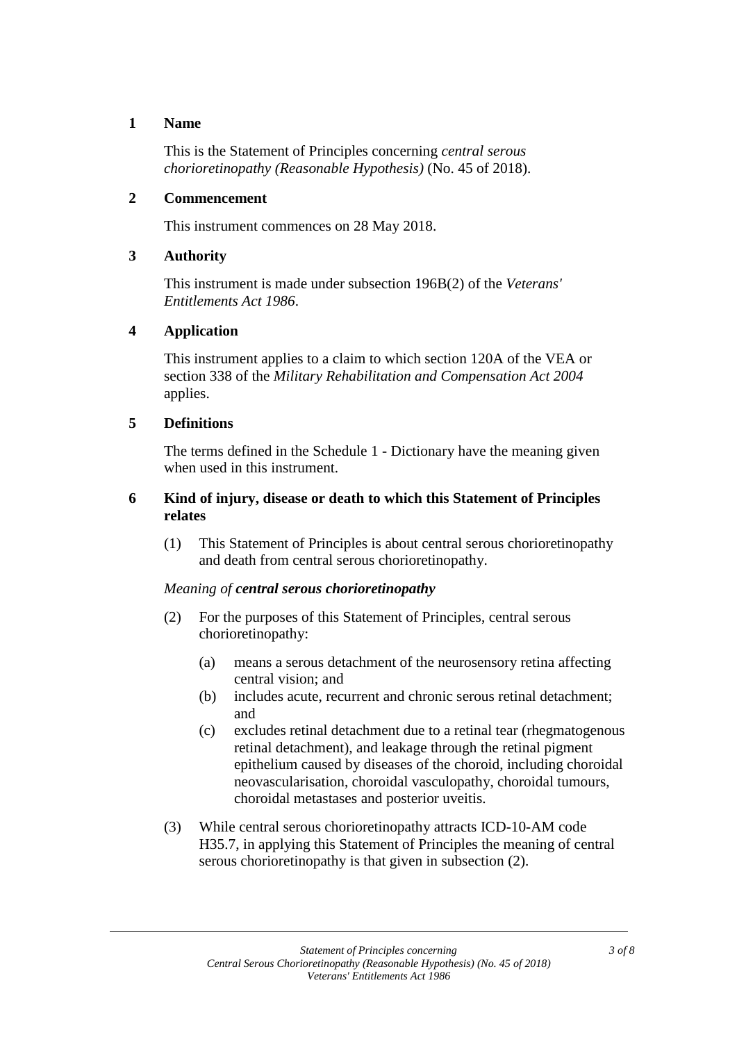## 1 Name

This is the Statement of Principles concerning *central serous chorioretinopathy (Reasonable Hypothesis)* (No. 45 of 2018).

## 2 Commencement

This instrument commences on 28 May 2018.

## 3 Authority

This instrument is made under subsection 196B(2) of the *Veterans' Entitlements Act 1986*.

## 4 Application

This instrument applies to a claim to which section 120A of the VEA or section 338 of the *Military Rehabilitation and Compensation Act 2004* applies.

## 5 Definitions

The terms defined in the Schedule 1 - Dictionary have the meaning given when used in this instrument.

## 6 Kind of injury, disease or death to which this Statement of Principles relates

(1) This Statement of Principles is about central serous chorioretinopathy and death from central serous chorioretinopathy.

*Meaning of **central serous chorioretinopathy***

(2) For the purposes of this Statement of Principles, central serous chorioretinopathy:

- (a) means a serous detachment of the neurosensory retina affecting central vision; and
- (b) includes acute, recurrent and chronic serous retinal detachment; and
- (c) excludes retinal detachment due to a retinal tear (rhegmatogenous retinal detachment), and leakage through the retinal pigment epithelium caused by diseases of the choroid, including choroidal neovascularisation, choroidal vasculopathy, choroidal tumours, choroidal metastases and posterior uveitis.

(3) While central serous chorioretinopathy attracts ICD-10-AM code H35.7, in applying this Statement of Principles the meaning of central serous chorioretinopathy is that given in subsection (2).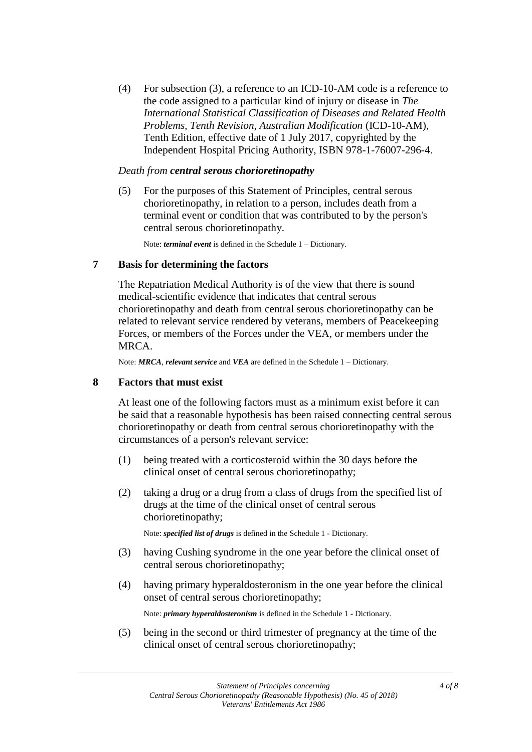(4) For subsection (3), a reference to an ICD-10-AM code is a reference to the code assigned to a particular kind of injury or disease in *The International Statistical Classification of Diseases and Related Health Problems, Tenth Revision, Australian Modification* (ICD-10-AM), Tenth Edition, effective date of 1 July 2017, copyrighted by the Independent Hospital Pricing Authority, ISBN 978-1-76007-296-4.

*Death from **central serous chorioretinopathy***

(5) For the purposes of this Statement of Principles, central serous chorioretinopathy, in relation to a person, includes death from a terminal event or condition that was contributed to by the person's central serous chorioretinopathy.

Note: ***terminal event*** is defined in the Schedule 1 – Dictionary.

## 7 Basis for determining the factors

The Repatriation Medical Authority is of the view that there is sound medical-scientific evidence that indicates that central serous chorioretinopathy and death from central serous chorioretinopathy can be related to relevant service rendered by veterans, members of Peacekeeping Forces, or members of the Forces under the VEA, or members under the MRCA.

Note: ***MRCA***, ***relevant service*** and ***VEA*** are defined in the Schedule 1 – Dictionary.

## 8 Factors that must exist

At least one of the following factors must as a minimum exist before it can be said that a reasonable hypothesis has been raised connecting central serous chorioretinopathy or death from central serous chorioretinopathy with the circumstances of a person's relevant service:

(1) being treated with a corticosteroid within the 30 days before the clinical onset of central serous chorioretinopathy;

(2) taking a drug or a drug from a class of drugs from the specified list of drugs at the time of the clinical onset of central serous chorioretinopathy;

Note: ***specified list of drugs*** is defined in the Schedule 1 - Dictionary.

(3) having Cushing syndrome in the one year before the clinical onset of central serous chorioretinopathy;

(4) having primary hyperaldosteronism in the one year before the clinical onset of central serous chorioretinopathy;

Note: ***primary hyperaldosteronism*** is defined in the Schedule 1 - Dictionary.

(5) being in the second or third trimester of pregnancy at the time of the clinical onset of central serous chorioretinopathy;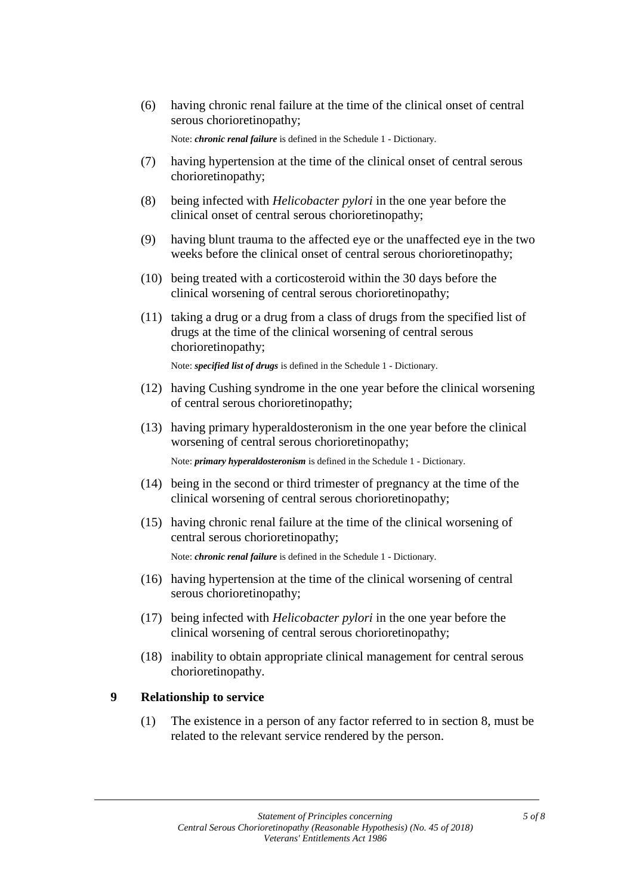(6) having chronic renal failure at the time of the clinical onset of central serous chorioretinopathy;

Note: ***chronic renal failure*** is defined in the Schedule 1 - Dictionary.

(7) having hypertension at the time of the clinical onset of central serous chorioretinopathy;

(8) being infected with *Helicobacter pylori* in the one year before the clinical onset of central serous chorioretinopathy;

(9) having blunt trauma to the affected eye or the unaffected eye in the two weeks before the clinical onset of central serous chorioretinopathy;

(10) being treated with a corticosteroid within the 30 days before the clinical worsening of central serous chorioretinopathy;

(11) taking a drug or a drug from a class of drugs from the specified list of drugs at the time of the clinical worsening of central serous chorioretinopathy;

Note: ***specified list of drugs*** is defined in the Schedule 1 - Dictionary.

(12) having Cushing syndrome in the one year before the clinical worsening of central serous chorioretinopathy;

(13) having primary hyperaldosteronism in the one year before the clinical worsening of central serous chorioretinopathy;

Note: ***primary hyperaldosteronism*** is defined in the Schedule 1 - Dictionary.

(14) being in the second or third trimester of pregnancy at the time of the clinical worsening of central serous chorioretinopathy;

(15) having chronic renal failure at the time of the clinical worsening of central serous chorioretinopathy;

Note: ***chronic renal failure*** is defined in the Schedule 1 - Dictionary.

(16) having hypertension at the time of the clinical worsening of central serous chorioretinopathy;

(17) being infected with *Helicobacter pylori* in the one year before the clinical worsening of central serous chorioretinopathy;

(18) inability to obtain appropriate clinical management for central serous chorioretinopathy.

## 9 Relationship to service

(1) The existence in a person of any factor referred to in section 8, must be related to the relevant service rendered by the person.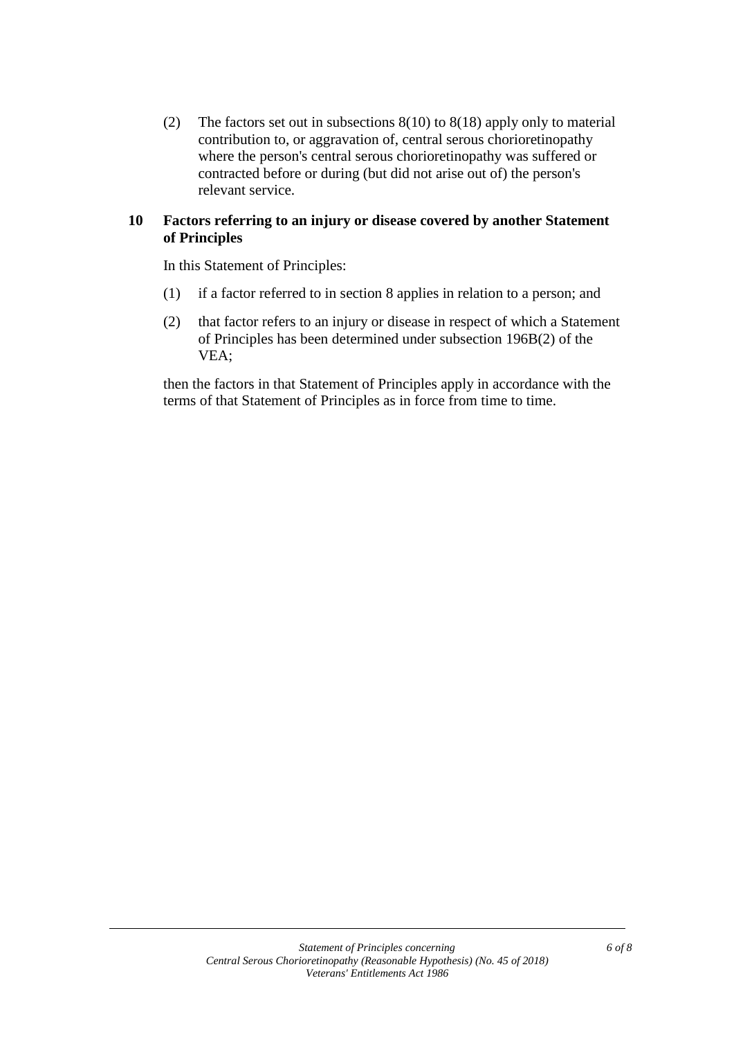(2) The factors set out in subsections 8(10) to 8(18) apply only to material contribution to, or aggravation of, central serous chorioretinopathy where the person's central serous chorioretinopathy was suffered or contracted before or during (but did not arise out of) the person's relevant service.

## 10 Factors referring to an injury or disease covered by another Statement of Principles

In this Statement of Principles:

(1) if a factor referred to in section 8 applies in relation to a person; and

(2) that factor refers to an injury or disease in respect of which a Statement of Principles has been determined under subsection 196B(2) of the VEA;

then the factors in that Statement of Principles apply in accordance with the terms of that Statement of Principles as in force from time to time.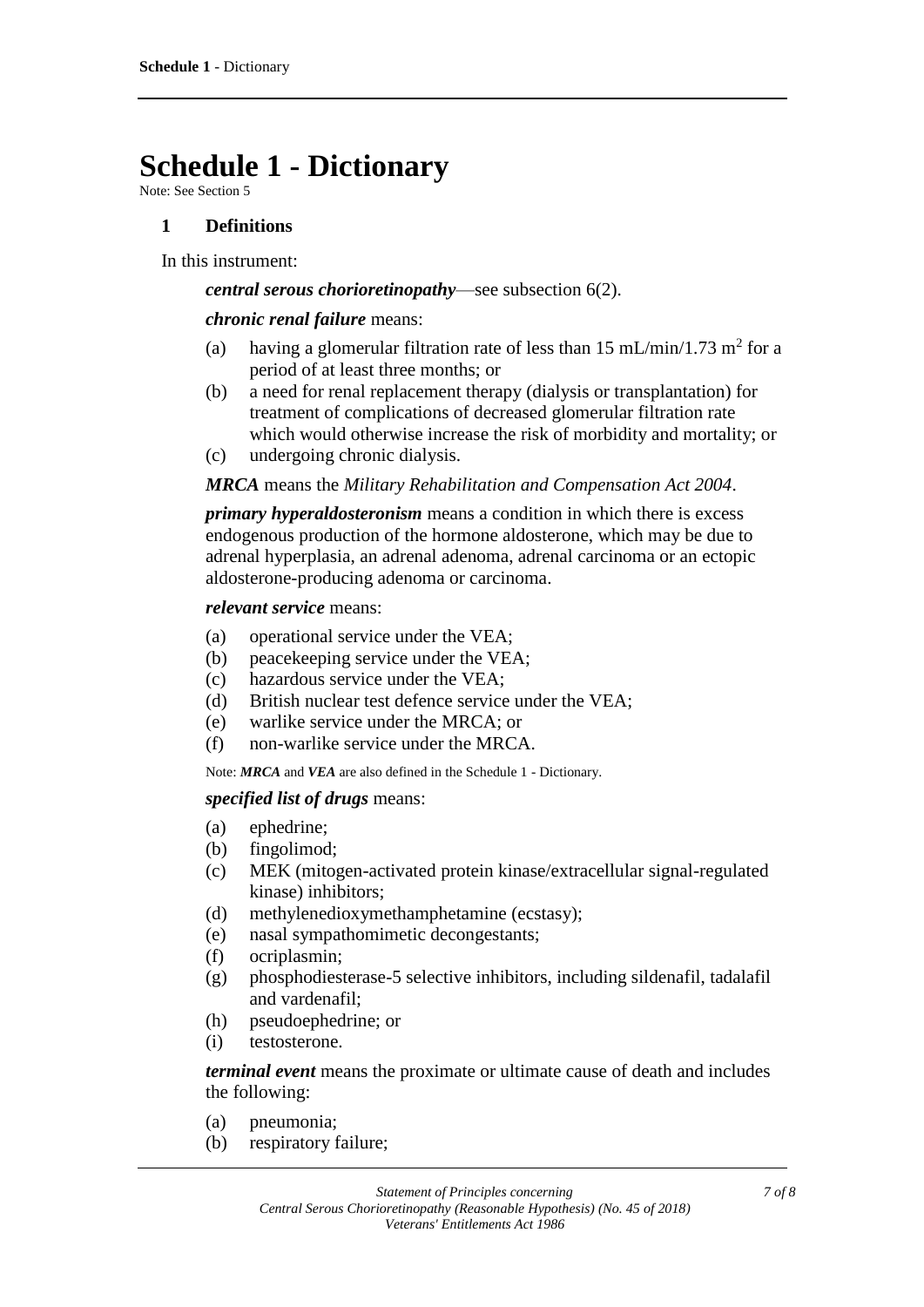# Schedule 1 - Dictionary

Note: See Section 5

### 1 Definitions

In this instrument:

***central serous chorioretinopathy***—see subsection 6(2).

***chronic renal failure*** means:

(a) having a glomerular filtration rate of less than 15 mL/min/1.73 $m^2$ for a period of at least three months; or

(b) a need for renal replacement therapy (dialysis or transplantation) for treatment of complications of decreased glomerular filtration rate which would otherwise increase the risk of morbidity and mortality; or

(c) undergoing chronic dialysis.

***MRCA*** means the *Military Rehabilitation and Compensation Act 2004*.

***primary hyperaldosteronism*** means a condition in which there is excess endogenous production of the hormone aldosterone, which may be due to adrenal hyperplasia, an adrenal adenoma, adrenal carcinoma or an ectopic aldosterone-producing adenoma or carcinoma.

***relevant service*** means:

(a) operational service under the VEA;

(b) peacekeeping service under the VEA;

(c) hazardous service under the VEA;

(d) British nuclear test defence service under the VEA;

(e) warlike service under the MRCA; or

(f) non-warlike service under the MRCA.

Note: ***MRCA*** and ***VEA*** are also defined in the Schedule 1 - Dictionary.

***specified list of drugs*** means:

(a) ephedrine;

(b) fingolimod;

(c) MEK (mitogen-activated protein kinase/extracellular signal-regulated kinase) inhibitors;

(d) methylenedioxymethamphetamine (ecstasy);

(e) nasal sympathomimetic decongestants;

(f) ocriplasmin;

(g) phosphodiesterase-5 selective inhibitors, including sildenafil, tadalafil and vardenafil;

(h) pseudoephedrine; or

(i) testosterone.

***terminal event*** means the proximate or ultimate cause of death and includes the following:

(a) pneumonia;

(b) respiratory failure;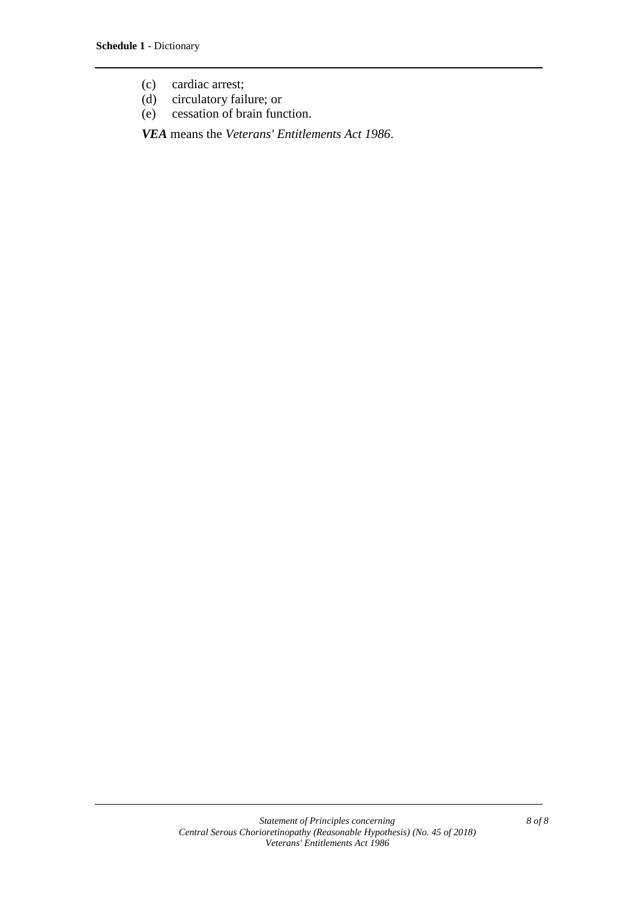(c) cardiac arrest;
(d) circulatory failure; or
(e) cessation of brain function.

***VEA*** means the *Veterans' Entitlements Act 1986*.